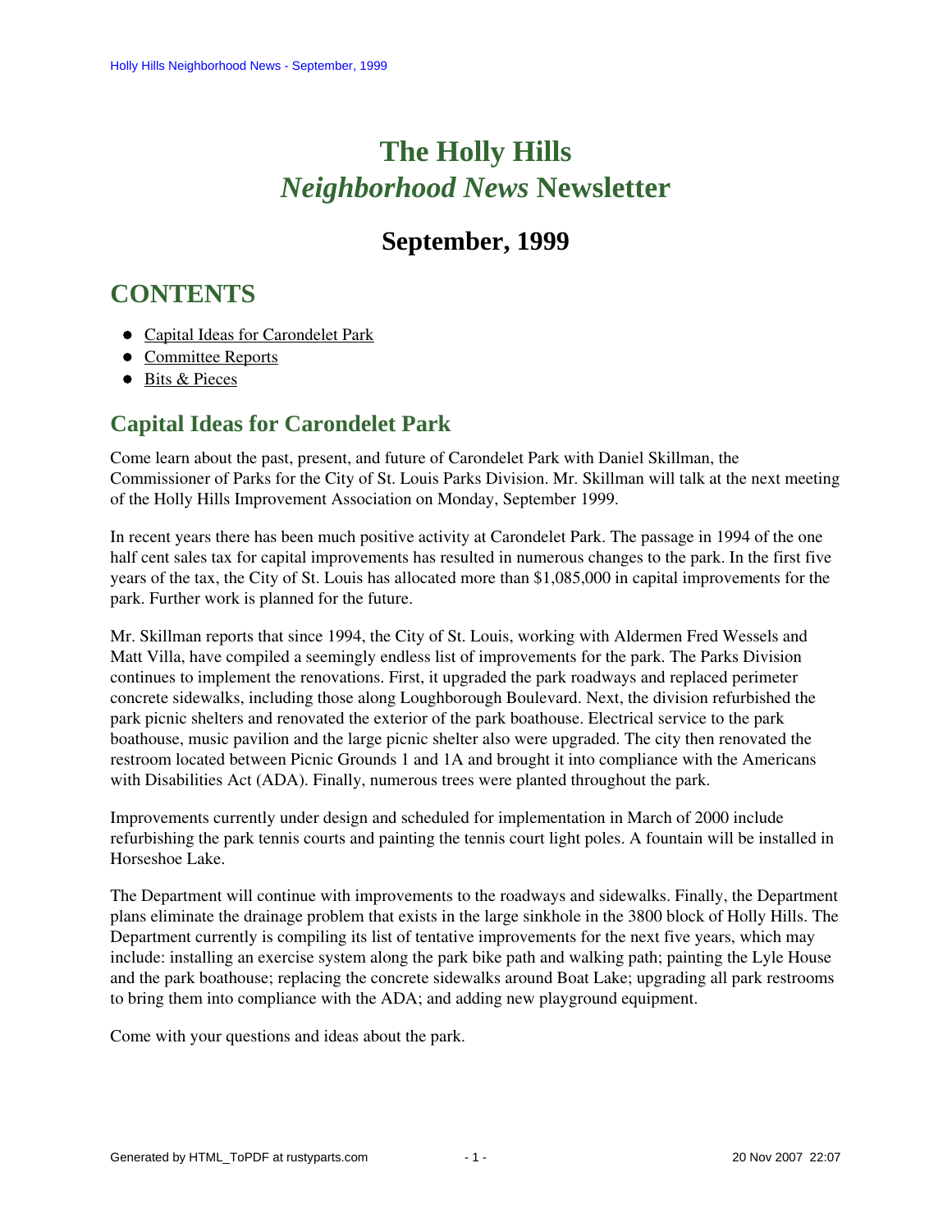# The Holly Hills *Neighborhood News* Newsletter

## September, 1999

## CONTENTS

- Capital Ideas for Carondelet Park
- Committee Reports
- Bits & Pieces

## Capital Ideas for Carondelet Park

Come learn about the past, present, and future of Carondelet Park with Daniel Skillman, the Commissioner of Parks for the City of St. Louis Parks Division. Mr. Skillman will talk at the next meeting of the Holly Hills Improvement Association on Monday, September 1999.

In recent years there has been much positive activity at Carondelet Park. The passage in 1994 of the one half cent sales tax for capital improvements has resulted in numerous changes to the park. In the first five years of the tax, the City of St. Louis has allocated more than $1,085,000 in capital improvements for the park. Further work is planned for the future.

Mr. Skillman reports that since 1994, the City of St. Louis, working with Aldermen Fred Wessels and Matt Villa, have compiled a seemingly endless list of improvements for the park. The Parks Division continues to implement the renovations. First, it upgraded the park roadways and replaced perimeter concrete sidewalks, including those along Loughborough Boulevard. Next, the division refurbished the park picnic shelters and renovated the exterior of the park boathouse. Electrical service to the park boathouse, music pavilion and the large picnic shelter also were upgraded. The city then renovated the restroom located between Picnic Grounds 1 and 1A and brought it into compliance with the Americans with Disabilities Act (ADA). Finally, numerous trees were planted throughout the park.

Improvements currently under design and scheduled for implementation in March of 2000 include refurbishing the park tennis courts and painting the tennis court light poles. A fountain will be installed in Horseshoe Lake.

The Department will continue with improvements to the roadways and sidewalks. Finally, the Department plans eliminate the drainage problem that exists in the large sinkhole in the 3800 block of Holly Hills. The Department currently is compiling its list of tentative improvements for the next five years, which may include: installing an exercise system along the park bike path and walking path; painting the Lyle House and the park boathouse; replacing the concrete sidewalks around Boat Lake; upgrading all park restrooms to bring them into compliance with the ADA; and adding new playground equipment.

Come with your questions and ideas about the park.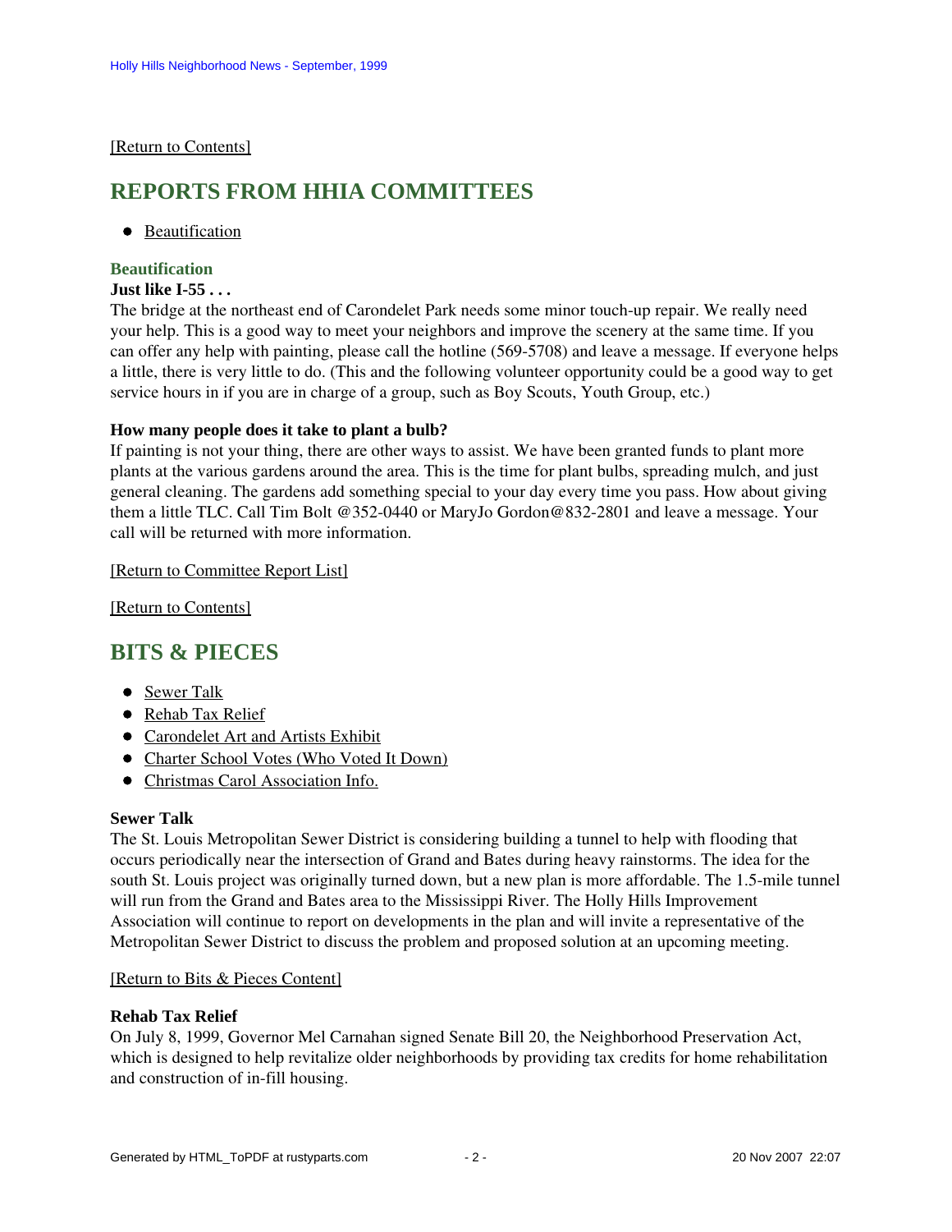[Return to Contents]

## REPORTS FROM HHIA COMMITTEES

- Beautification

### Beautification

**Just like I-55 . . .**

The bridge at the northeast end of Carondelet Park needs some minor touch-up repair. We really need your help. This is a good way to meet your neighbors and improve the scenery at the same time. If you can offer any help with painting, please call the hotline (569-5708) and leave a message. If everyone helps a little, there is very little to do. (This and the following volunteer opportunity could be a good way to get service hours in if you are in charge of a group, such as Boy Scouts, Youth Group, etc.)

**How many people does it take to plant a bulb?**

If painting is not your thing, there are other ways to assist. We have been granted funds to plant more plants at the various gardens around the area. This is the time for plant bulbs, spreading mulch, and just general cleaning. The gardens add something special to your day every time you pass. How about giving them a little TLC. Call Tim Bolt @352-0440 or MaryJo Gordon@832-2801 and leave a message. Your call will be returned with more information.

[Return to Committee Report List]

[Return to Contents]

## BITS & PIECES

- Sewer Talk
- Rehab Tax Relief
- Carondelet Art and Artists Exhibit
- Charter School Votes (Who Voted It Down)
- Christmas Carol Association Info.

**Sewer Talk**

The St. Louis Metropolitan Sewer District is considering building a tunnel to help with flooding that occurs periodically near the intersection of Grand and Bates during heavy rainstorms. The idea for the south St. Louis project was originally turned down, but a new plan is more affordable. The 1.5-mile tunnel will run from the Grand and Bates area to the Mississippi River. The Holly Hills Improvement Association will continue to report on developments in the plan and will invite a representative of the Metropolitan Sewer District to discuss the problem and proposed solution at an upcoming meeting.

[Return to Bits & Pieces Content]

**Rehab Tax Relief**

On July 8, 1999, Governor Mel Carnahan signed Senate Bill 20, the Neighborhood Preservation Act, which is designed to help revitalize older neighborhoods by providing tax credits for home rehabilitation and construction of in-fill housing.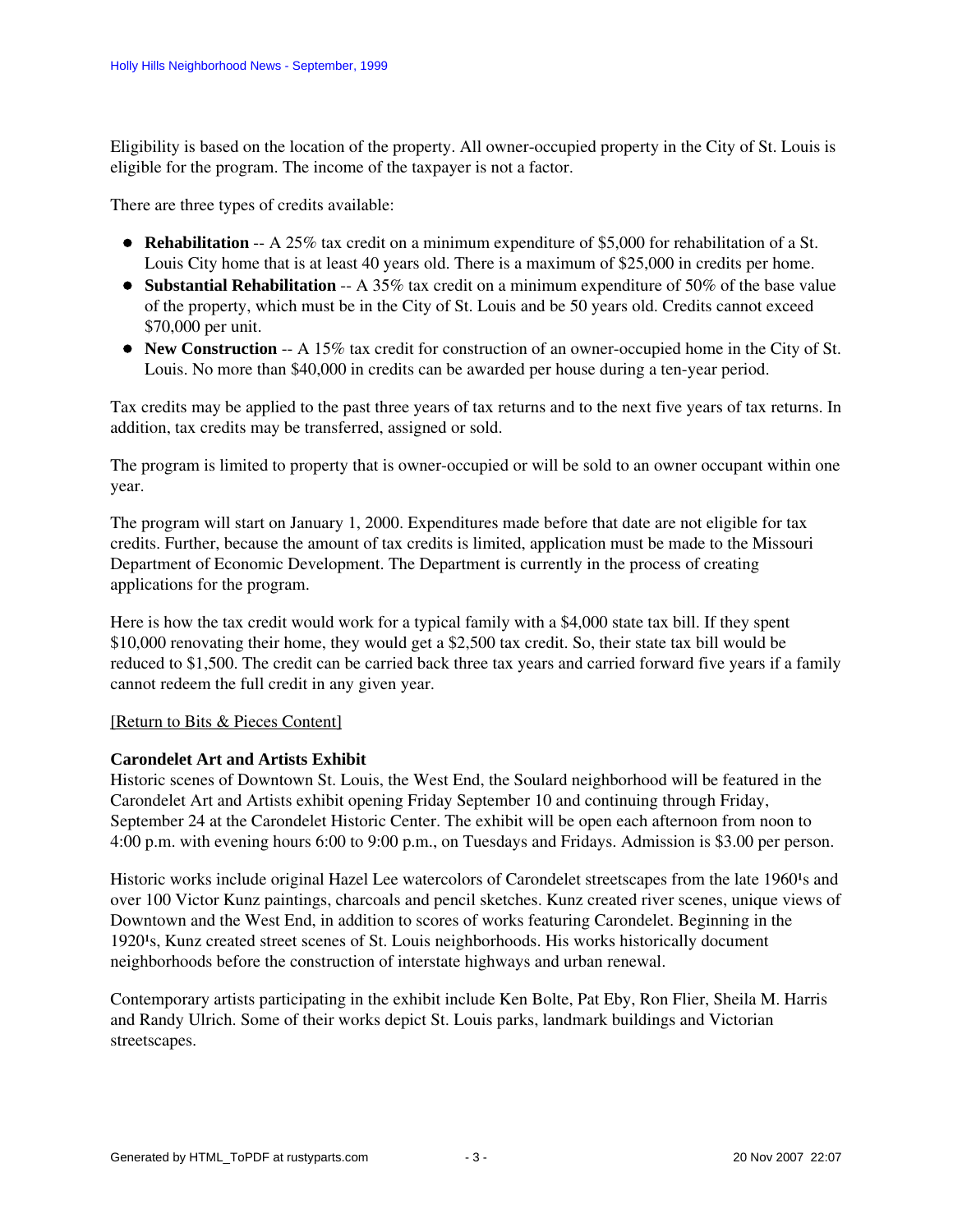Eligibility is based on the location of the property. All owner-occupied property in the City of St. Louis is eligible for the program. The income of the taxpayer is not a factor.

There are three types of credits available:

- **Rehabilitation** -- A 25% tax credit on a minimum expenditure of $5,000 for rehabilitation of a St. Louis City home that is at least 40 years old. There is a maximum of $25,000 in credits per home.
- **Substantial Rehabilitation** -- A 35% tax credit on a minimum expenditure of 50% of the base value of the property, which must be in the City of St. Louis and be 50 years old. Credits cannot exceed $70,000 per unit.
- **New Construction** -- A 15% tax credit for construction of an owner-occupied home in the City of St. Louis. No more than $40,000 in credits can be awarded per house during a ten-year period.

Tax credits may be applied to the past three years of tax returns and to the next five years of tax returns. In addition, tax credits may be transferred, assigned or sold.

The program is limited to property that is owner-occupied or will be sold to an owner occupant within one year.

The program will start on January 1, 2000. Expenditures made before that date are not eligible for tax credits. Further, because the amount of tax credits is limited, application must be made to the Missouri Department of Economic Development. The Department is currently in the process of creating applications for the program.

Here is how the tax credit would work for a typical family with a $4,000 state tax bill. If they spent $10,000 renovating their home, they would get a $2,500 tax credit. So, their state tax bill would be reduced to $1,500. The credit can be carried back three tax years and carried forward five years if a family cannot redeem the full credit in any given year.

[Return to Bits & Pieces Content]

**Carondelet Art and Artists Exhibit**
Historic scenes of Downtown St. Louis, the West End, the Soulard neighborhood will be featured in the Carondelet Art and Artists exhibit opening Friday September 10 and continuing through Friday, September 24 at the Carondelet Historic Center. The exhibit will be open each afternoon from noon to 4:00 p.m. with evening hours 6:00 to 9:00 p.m., on Tuesdays and Fridays. Admission is $3.00 per person.

Historic works include original Hazel Lee watercolors of Carondelet streetscapes from the late 1960¹s and over 100 Victor Kunz paintings, charcoals and pencil sketches. Kunz created river scenes, unique views of Downtown and the West End, in addition to scores of works featuring Carondelet. Beginning in the 1920¹s, Kunz created street scenes of St. Louis neighborhoods. His works historically document neighborhoods before the construction of interstate highways and urban renewal.

Contemporary artists participating in the exhibit include Ken Bolte, Pat Eby, Ron Flier, Sheila M. Harris and Randy Ulrich. Some of their works depict St. Louis parks, landmark buildings and Victorian streetscapes.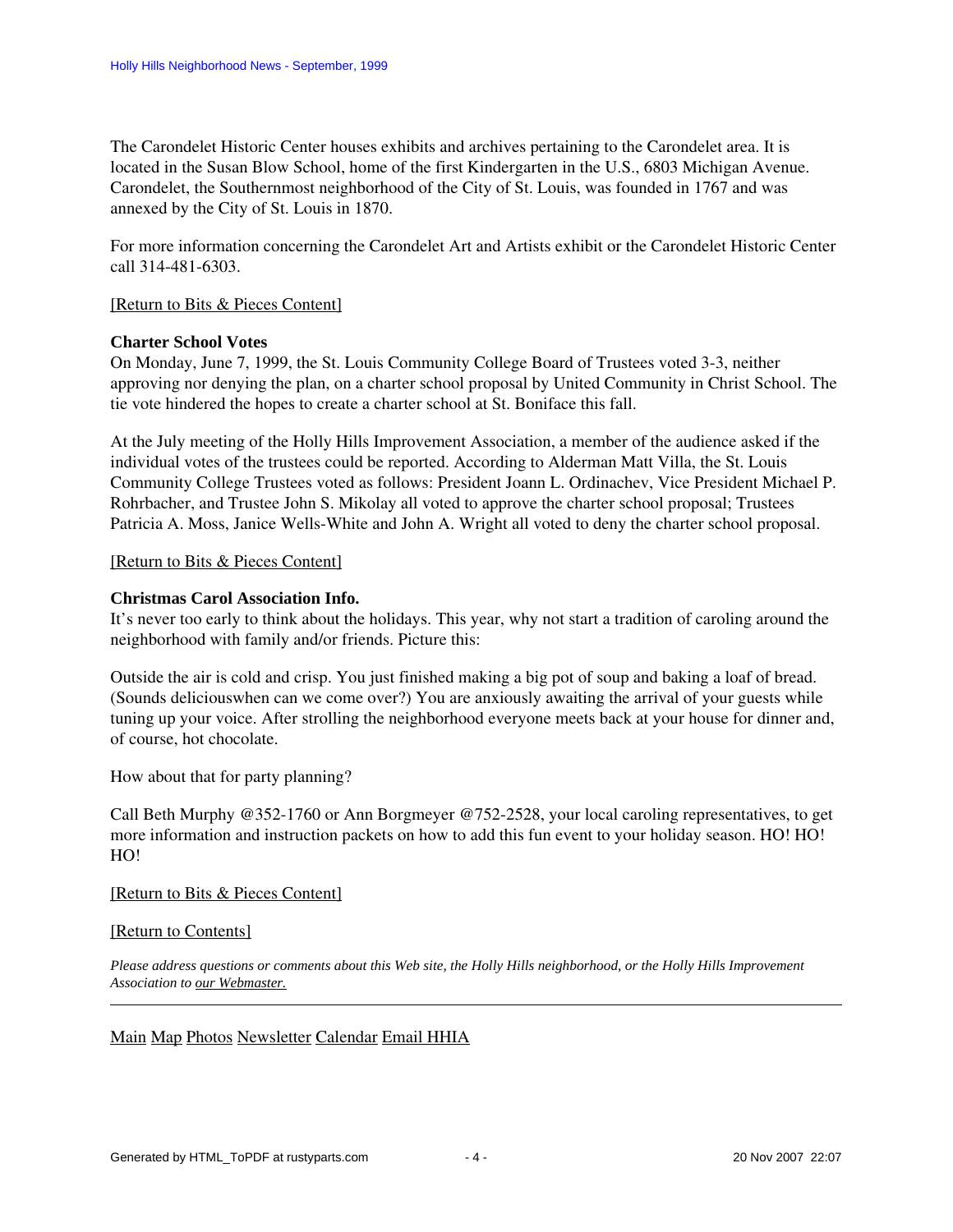The Carondelet Historic Center houses exhibits and archives pertaining to the Carondelet area. It is located in the Susan Blow School, home of the first Kindergarten in the U.S., 6803 Michigan Avenue. Carondelet, the Southernmost neighborhood of the City of St. Louis, was founded in 1767 and was annexed by the City of St. Louis in 1870.

For more information concerning the Carondelet Art and Artists exhibit or the Carondelet Historic Center call 314-481-6303.

[Return to Bits & Pieces Content]

**Charter School Votes**

On Monday, June 7, 1999, the St. Louis Community College Board of Trustees voted 3-3, neither approving nor denying the plan, on a charter school proposal by United Community in Christ School. The tie vote hindered the hopes to create a charter school at St. Boniface this fall.

At the July meeting of the Holly Hills Improvement Association, a member of the audience asked if the individual votes of the trustees could be reported. According to Alderman Matt Villa, the St. Louis Community College Trustees voted as follows: President Joann L. Ordinachev, Vice President Michael P. Rohrbacher, and Trustee John S. Mikolay all voted to approve the charter school proposal; Trustees Patricia A. Moss, Janice Wells-White and John A. Wright all voted to deny the charter school proposal.

[Return to Bits & Pieces Content]

**Christmas Carol Association Info.**

It's never too early to think about the holidays. This year, why not start a tradition of caroling around the neighborhood with family and/or friends. Picture this:

Outside the air is cold and crisp. You just finished making a big pot of soup and baking a loaf of bread. (Sounds deliciouswhen can we come over?) You are anxiously awaiting the arrival of your guests while tuning up your voice. After strolling the neighborhood everyone meets back at your house for dinner and, of course, hot chocolate.

How about that for party planning?

Call Beth Murphy @352-1760 or Ann Borgmeyer @752-2528, your local caroling representatives, to get more information and instruction packets on how to add this fun event to your holiday season. HO! HO! HO!

[Return to Bits & Pieces Content]

[Return to Contents]

*Please address questions or comments about this Web site, the Holly Hills neighborhood, or the Holly Hills Improvement Association to our Webmaster.*

---

Main Map Photos Newsletter Calendar Email HHIA